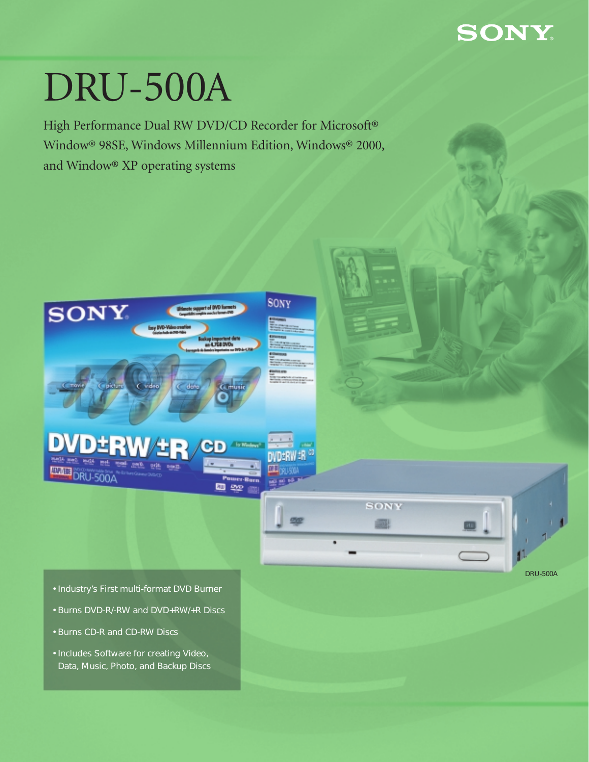# DRU-500A

High Performance Dual RW DVD/CD Recorder for Microsoft® Window® 98SE, Windows Millennium Edition, Windows® 2000, and Window® XP operating systems

DRU-500A

- Industry's First multi-format DVD Burner
- Burns DVD-R/-RW and DVD+RW/+R Discs
- Burns CD-R and CD-RW Discs
- Includes Software for creating Video, Data, Music, Photo, and Backup Discs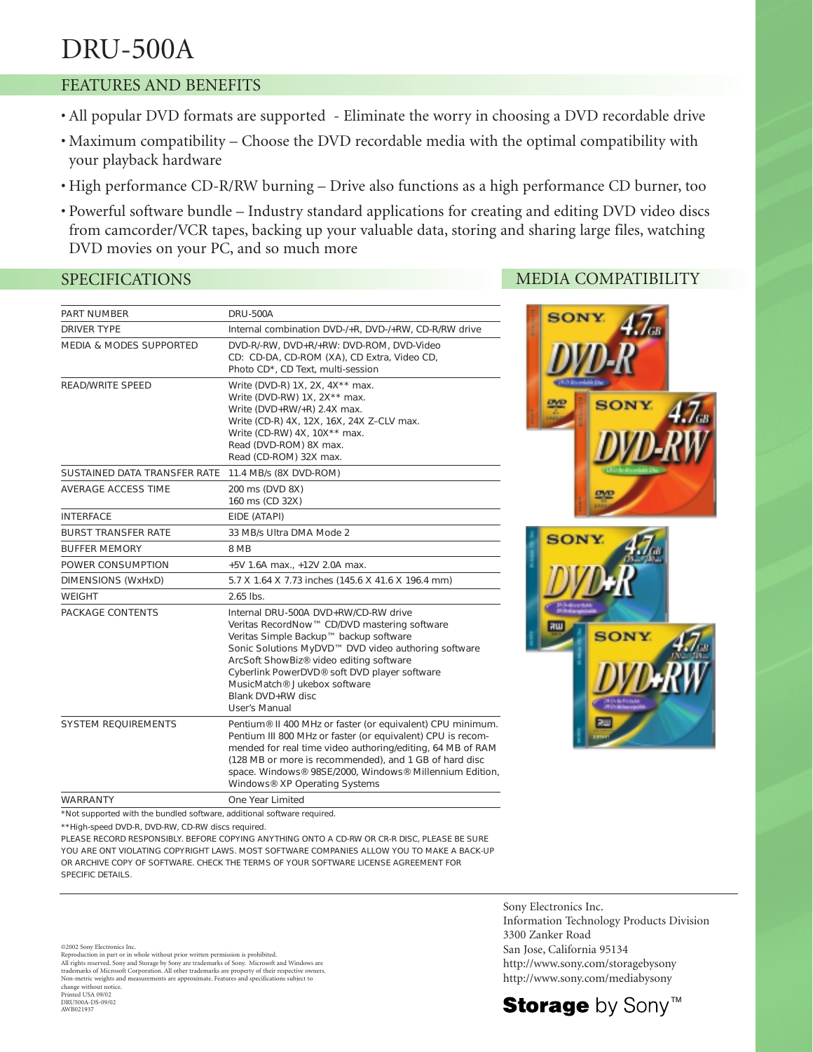# DRU-500A

## FEATURES AND BENEFITS

- All popular DVD formats are supported - Eliminate the worry in choosing a DVD recordable drive
- Maximum compatibility – Choose the DVD recordable media with the optimal compatibility with your playback hardware
- High performance CD-R/RW burning – Drive also functions as a high performance CD burner, too
- Powerful software bundle – Industry standard applications for creating and editing DVD video discs from camcorder/VCR tapes, backing up your valuable data, storing and sharing large files, watching DVD movies on your PC, and so much more

## SPECIFICATIONS

| | |
|---|---|
| PART NUMBER | DRU-500A |
| DRIVER TYPE | Internal combination DVD-/+R, DVD-/+RW, CD-R/RW drive |
| MEDIA & MODES SUPPORTED | DVD-R/-RW, DVD+R/+RW: DVD-ROM, DVD-Video<br>CD: CD-DA, CD-ROM (XA), CD Extra, Video CD, Photo CD*, CD Text, multi-session |
| READ/WRITE SPEED | Write (DVD-R) 1X, 2X, 4X** max.<br>Write (DVD-RW) 1X, 2X** max.<br>Write (DVD+RW/+R) 2.4X max.<br>Write (CD-R) 4X, 12X, 16X, 24X Z-CLV max.<br>Write (CD-RW) 4X, 10X** max.<br>Read (DVD-ROM) 8X max.<br>Read (CD-ROM) 32X max. |
| SUSTAINED DATA TRANSFER RATE | 11.4 MB/s (8X DVD-ROM) |
| AVERAGE ACCESS TIME | 200 ms (DVD 8X)<br>160 ms (CD 32X) |
| INTERFACE | EIDE (ATAPI) |
| BURST TRANSFER RATE | 33 MB/s Ultra DMA Mode 2 |
| BUFFER MEMORY | 8 MB |
| POWER CONSUMPTION | +5V 1.6A max., +12V 2.0A max. |
| DIMENSIONS (WxHxD) | 5.7 X 1.64 X 7.73 inches (145.6 X 41.6 X 196.4 mm) |
| WEIGHT | 2.65 lbs. |
| PACKAGE CONTENTS | Internal DRU-500A DVD+RW/CD-RW drive<br>Veritas RecordNow™ CD/DVD mastering software<br>Veritas Simple Backup™ backup software<br>Sonic Solutions MyDVD™ DVD video authoring software<br>ArcSoft ShowBiz® video editing software<br>Cyberlink PowerDVD® soft DVD player software<br>MusicMatch® Jukebox software<br>Blank DVD+RW disc<br>User's Manual |
| SYSTEM REQUIREMENTS | Pentium® II 400 MHz or faster (or equivalent) CPU minimum. Pentium III 800 MHz or faster (or equivalent) CPU is recommended for real time video authoring/editing, 64 MB of RAM (128 MB or more is recommended), and 1 GB of hard disc space. Windows® 98SE/2000, Windows® Millennium Edition, Windows® XP Operating Systems |
| WARRANTY | One Year Limited |

*Not supported with the bundled software, additional software required.

**High-speed DVD-R, DVD-RW, CD-RW discs required.

PLEASE RECORD RESPONSIBLY. BEFORE COPYING ANYTHING ONTO A CD-RW OR CR-R DISC, PLEASE BE SURE YOU ARE ONT VIOLATING COPYRIGHT LAWS. MOST SOFTWARE COMPANIES ALLOW YOU TO MAKE A BACK-UP OR ARCHIVE COPY OF SOFTWARE. CHECK THE TERMS OF YOUR SOFTWARE LICENSE AGREEMENT FOR SPECIFIC DETAILS.

## MEDIA COMPATIBILITY

©2002 Sony Electronics Inc.
Reproduction in part or in whole without prior written permission is prohibited.
All rights reserved. Sony and Storage by Sony are trademarks of Sony. Microsoft and Windows are trademarks of Microsoft Corporation. All other trademarks are property of their respective owners.
Non-metric weights and measurements are approximate. Features and specifications subject to change without notice.
Printed USA 09/02
DRU500A-DS-09/02
AWB021937

Sony Electronics Inc.
Information Technology Products Division
3300 Zanker Road
San Jose, California 95134
http://www.sony.com/storagebysony
http://www.sony.com/mediabysony

**Storage** by Sony™